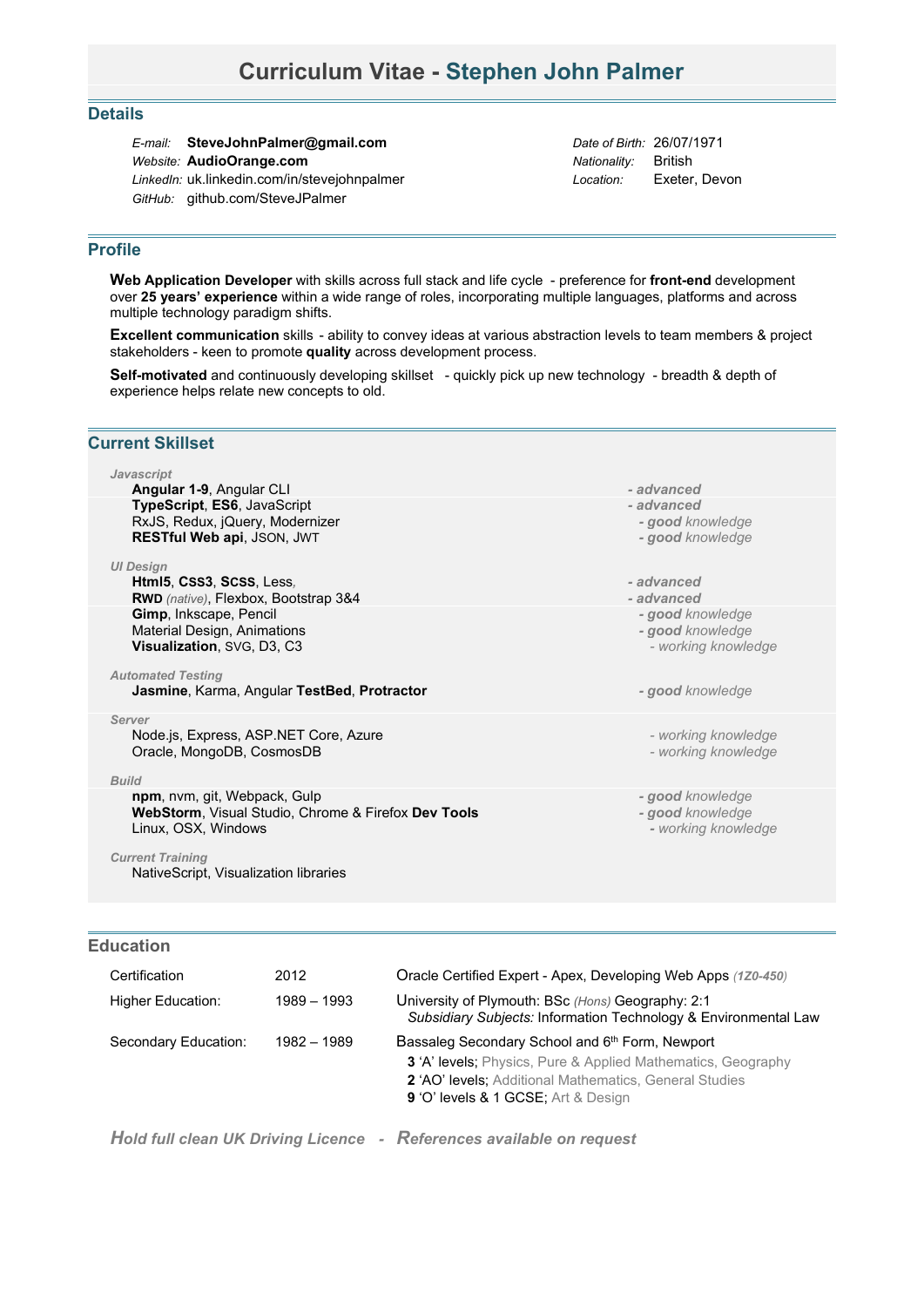# Curriculum Vitae - Stephen John Palmer

## Details

*E-mail:* **SteveJohnPalmer@gmail.com**
*Website:* **AudioOrange.com**
*LinkedIn:* uk.linkedin.com/in/stevejohnpalmer
*GitHub:* github.com/SteveJPalmer

*Date of Birth:* 26/07/1971
*Nationality:* British
*Location:* Exeter, Devon

## Profile

**Web Application Developer** with skills across full stack and life cycle - preference for **front-end** development over **25 years' experience** within a wide range of roles, incorporating multiple languages, platforms and across multiple technology paradigm shifts.

**Excellent communication** skills - ability to convey ideas at various abstraction levels to team members & project stakeholders - keen to promote **quality** across development process.

**Self-motivated** and continuously developing skillset - quickly pick up new technology - breadth & depth of experience helps relate new concepts to old.

## Current Skillset

*Javascript*

| | |
|---|---|
| **Angular 1-9**, Angular CLI | *- advanced* |
| **TypeScript**, **ES6**, JavaScript | *- advanced* |
| RxJS, Redux, jQuery, Modernizer | *- **good** knowledge* |
| **RESTful Web api**, JSON, JWT | *- **good** knowledge* |

*UI Design*

| | |
|---|---|
| **Html5**, **CSS3**, **SCSS**, Less, | *- advanced* |
| **RWD** *(native)*, Flexbox, Bootstrap 3&4 | *- advanced* |
| **Gimp**, Inkscape, Pencil | *- **good** knowledge* |
| Material Design, Animations | *- **good** knowledge* |
| **Visualization**, SVG, D3, C3 | *- working knowledge* |

*Automated Testing*

| | |
|---|---|
| **Jasmine**, Karma, Angular **TestBed**, **Protractor** | *- **good** knowledge* |

*Server*

| | |
|---|---|
| Node.js, Express, ASP.NET Core, Azure | *- working knowledge* |
| Oracle, MongoDB, CosmosDB | *- working knowledge* |

*Build*

| | |
|---|---|
| **npm**, nvm, git, Webpack, Gulp | *- **good** knowledge* |
| **WebStorm**, Visual Studio, Chrome & Firefox **Dev Tools** | *- **good** knowledge* |
| Linux, OSX, Windows | *- working knowledge* |

*Current Training*

NativeScript, Visualization libraries

## Education

| | | |
|---|---|---|
| Certification | 2012 | Oracle Certified Expert - Apex, Developing Web Apps *(1Z0-450)* |
| Higher Education: | 1989 – 1993 | University of Plymouth: BSc *(Hons)* Geography: 2:1<br>*Subsidiary Subjects:* Information Technology & Environmental Law |
| Secondary Education: | 1982 – 1989 | Bassaleg Secondary School and 6th Form, Newport<br>**3** 'A' levels; Physics, Pure & Applied Mathematics, Geography<br>**2** 'AO' levels; Additional Mathematics, General Studies<br>**9** 'O' levels & 1 GCSE; Art & Design |

***Hold full clean UK Driving Licence - References available on request***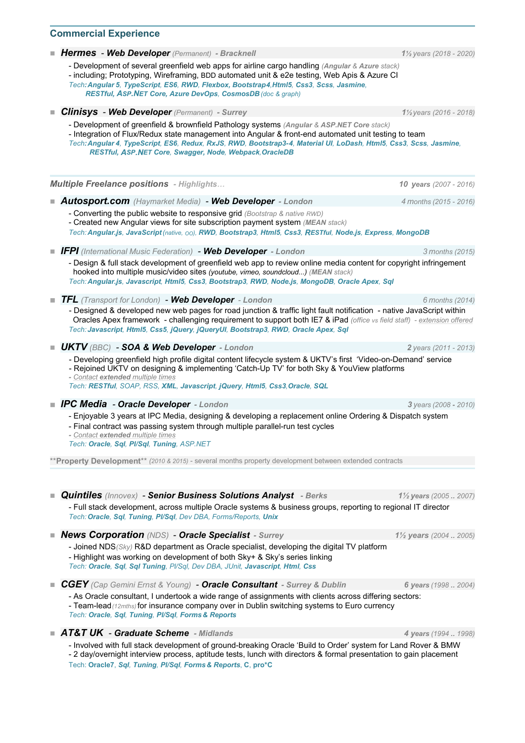## Commercial Experience

- ***Hermes*** - ***Web Developer*** *(Permanent)* - ***Bracknell*** — *1½ years (2018 - 2020)*
  - Development of several greenfield web apps for airline cargo handling *(Angular & Azure stack)*
  - including; Prototyping, Wireframing, BDD automated unit & e2e testing, Web Apis & Azure CI

  *Tech:* ***Angular 5***, ***TypeScript***, ***ES6***, ***RWD***, ***Flexbox***, ***Bootstrap4***, ***Html5***, ***Css3***, ***Scss***, ***Jasmine***, ***RESTful***, ***ASP.NET Core***, ***Azure DevOps***, ***CosmosDB*** *(doc & graph)*

- ***Clinisys*** - ***Web Developer*** *(Permanent)* - ***Surrey*** — *1½ years (2016 - 2018)*
  - Development of greenfield & brownfield Pathology systems *(Angular & ASP.NET Core stack)*
  - Integration of Flux/Redux state management into Angular & front-end automated unit testing to team

  *Tech:* ***Angular 4***, ***TypeScript***, ***ES6***, ***Redux***, ***RxJS***, ***RWD***, ***Bootstrap3-4***, ***Material UI***, ***LoDash***, ***Html5***, ***Css3***, ***Scss***, ***Jasmine***, ***RESTful***, ***ASP.NET Core***, ***Swagger***, ***Node***, ***Webpack***, ***OracleDB***

---

### *Multiple Freelance positions - Highlights…* — *10 years (2007 - 2016)*

- ***Autosport.com*** *(Haymarket Media)* - ***Web Developer*** - ***London*** — *4 months (2015 - 2016)*
  - Converting the public website to responsive grid *(Bootstrap & native RWD)*
  - Created new Angular views for site subscription payment system *(MEAN stack)*

  *Tech:* ***Angular.js***, ***JavaScript*** *(native, OO)*, ***RWD***, ***Bootstrap3***, ***Html5***, ***Css3***, ***RESTful***, ***Node.js***, ***Express***, ***MongoDB***

- ***IFPI*** *(International Music Federation)* - ***Web Developer*** - ***London*** — *3 months (2015)*
  - Design & full stack development of greenfield web app to review online media content for copyright infringement hooked into multiple music/video sites *(youtube, vimeo, soundcloud...)* *(MEAN stack)*

  *Tech:* ***Angular.js***, ***Javascript***, ***Html5***, ***Css3***, ***Bootstrap3***, ***RWD***, ***Node.js***, ***MongoDB***, ***Oracle Apex***, ***Sql***

- ***TFL*** *(Transport for London)* - ***Web Developer*** - ***London*** — *6 months (2014)*
  - Designed & developed new web pages for road junction & traffic light fault notification - native JavaScript within Oracles Apex framework - challenging requirement to support both IE7 & iPad *(office vs field staff)* - *extension offered*

  *Tech:* ***Javascript***, ***Html5***, ***Css5***, ***jQuery***, ***jQueryUI***, ***Bootstrap3***, ***RWD***, ***Oracle Apex***, ***Sql***

- ***UKTV*** *(BBC)* - ***SOA & Web Developer*** - ***London*** — ***2** years (2011 - 2013)*
  - Developing greenfield high profile digital content lifecycle system & UKTV's first 'Video-on-Demand' service
  - Rejoined UKTV on designing & implementing 'Catch-Up TV' for both Sky & YouView platforms
  - *Contact **extended** multiple times*

  *Tech:* ***RESTful***, *SOAP*, *RSS*, ***XML***, ***Javascript***, ***jQuery***, ***Html5***, ***Css3***, ***Oracle***, ***SQL***

- ***IPC Media*** - ***Oracle Developer*** - ***London*** — ***3** years (2008 - 2010)*
  - Enjoyable 3 years at IPC Media, designing & developing a replacement online Ordering & Dispatch system
  - Final contract was passing system through multiple parallel-run test cycles
  - *Contact **extended** multiple times*

  *Tech:* ***Oracle***, ***Sql***, ***Pl/Sql***, ***Tuning***, *ASP.NET*

**Property Development** *(2010 & 2015)* - several months property development between extended contracts

---

- ***Quintiles*** *(Innovex)* - ***Senior Business Solutions Analyst*** - ***Berks*** — ***1½ years** (2005 .. 2007)*
  - Full stack development, across multiple Oracle systems & business groups, reporting to regional IT director

  *Tech:* ***Oracle***, ***Sql***, ***Tuning***, ***Pl/Sql***, *Dev DBA*, *Forms/Reports*, ***Unix***

- ***News Corporation*** *(NDS)* - ***Oracle Specialist*** - ***Surrey*** — ***1½ years** (2004 .. 2005)*
  - Joined NDS*(Sky)* R&D department as Oracle specialist, developing the digital TV platform
  - Highlight was working on development of both Sky+ & Sky's series linking

  *Tech:* ***Oracle***, ***Sql***, ***Sql Tuning***, *Pl/Sql*, *Dev DBA*, *JUnit*, ***Javascript***, ***Html***, ***Css***

- ***CGEY*** *(Cap Gemini Ernst & Young)* - ***Oracle Consultant*** - ***Surrey & Dublin*** — ***6 years** (1998 .. 2004)*
  - As Oracle consultant, I undertook a wide range of assignments with clients across differing sectors:
  - Team-lead *(12mths)* for insurance company over in Dublin switching systems to Euro currency

  *Tech:* ***Oracle***, ***Sql***, ***Tuning***, ***Pl/Sql***, ***Forms & Reports***

- ***AT&T UK*** - ***Graduate Scheme*** - ***Midlands*** — ***4 years** (1994 .. 1998)*
  - Involved with full stack development of ground-breaking Oracle 'Build to Order' system for Land Rover & BMW
  - 2 day/overnight interview process, aptitude tests, lunch with directors & formal presentation to gain placement

  Tech: **Oracle7**, ***Sql***, ***Tuning***, ***Pl/Sql***, ***Forms & Reports***, **C**, **pro*C**